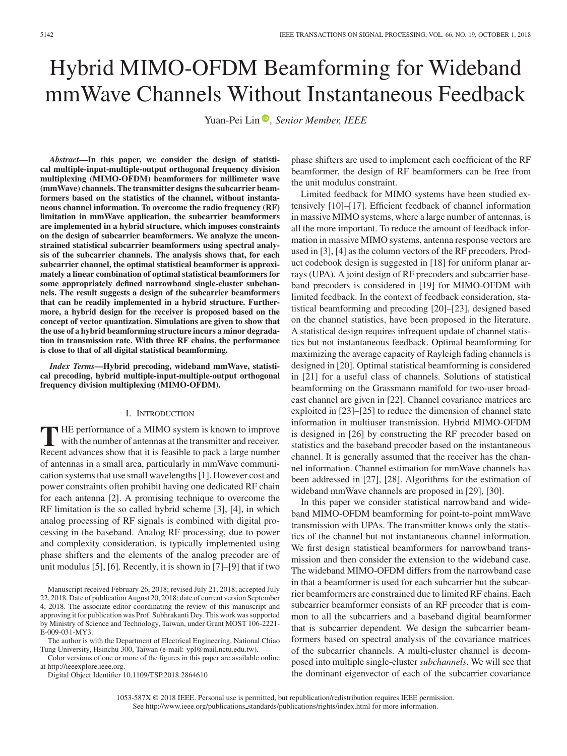# Hybrid MIMO-OFDM Beamforming for Wideband mmWave Channels Without Instantaneous Feedback

Yuan-Pei Lin, *Senior Member, IEEE*

***Abstract*—In this paper, we consider the design of statistical multiple-input-multiple-output orthogonal frequency division multiplexing (MIMO-OFDM) beamformers for millimeter wave (mmWave) channels. The transmitter designs the subcarrier beamformers based on the statistics of the channel, without instantaneous channel information. To overcome the radio frequency (RF) limitation in mmWave application, the subcarrier beamformers are implemented in a hybrid structure, which imposes constraints on the design of subcarrier beamformers. We analyze the unconstrained statistical subcarrier beamformers using spectral analysis of the subcarrier channels. The analysis shows that, for each subcarrier channel, the optimal statistical beamformer is approximately a linear combination of optimal statistical beamformers for some appropriately defined narrowband single-cluster subchannels. The result suggests a design of the subcarrier beamformers that can be readily implemented in a hybrid structure. Furthermore, a hybrid design for the receiver is proposed based on the concept of vector quantization. Simulations are given to show that the use of a hybrid beamforming structure incurs a minor degradation in transmission rate. With three RF chains, the performance is close to that of all digital statistical beamforming.**

***Index Terms*—Hybrid precoding, wideband mmWave, statistical precoding, hybrid multiple-input-multiple-output orthogonal frequency division multiplexing (MIMO-OFDM).**

## I. Introduction

The performance of a MIMO system is known to improve with the number of antennas at the transmitter and receiver. Recent advances show that it is feasible to pack a large number of antennas in a small area, particularly in mmWave communication systems that use small wavelengths [1]. However cost and power constraints often prohibit having one dedicated RF chain for each antenna [2]. A promising technique to overcome the RF limitation is the so called hybrid scheme [3], [4], in which analog processing of RF signals is combined with digital processing in the baseband. Analog RF processing, due to power and complexity consideration, is typically implemented using phase shifters and the elements of the analog precoder are of unit modulus [5], [6]. Recently, it is shown in [7]–[9] that if two phase shifters are used to implement each coefficient of the RF beamformer, the design of RF beamformers can be free from the unit modulus constraint.

Limited feedback for MIMO systems have been studied extensively [10]–[17]. Efficient feedback of channel information in massive MIMO systems, where a large number of antennas, is all the more important. To reduce the amount of feedback information in massive MIMO systems, antenna response vectors are used in [3], [4] as the column vectors of the RF precoders. Product codebook design is suggested in [18] for uniform planar arrays (UPA). A joint design of RF precoders and subcarrier baseband precoders is considered in [19] for MIMO-OFDM with limited feedback. In the context of feedback consideration, statistical beamforming and precoding [20]–[23], designed based on the channel statistics, have been proposed in the literature. A statistical design requires infrequent update of channel statistics but not instantaneous feedback. Optimal beamforming for maximizing the average capacity of Rayleigh fading channels is designed in [20]. Optimal statistical beamforming is considered in [21] for a useful class of channels. Solutions of statistical beamforming on the Grassmann manifold for two-user broadcast channel are given in [22]. Channel covariance matrices are exploited in [23]–[25] to reduce the dimension of channel state information in multiuser transmission. Hybrid MIMO-OFDM is designed in [26] by constructing the RF precoder based on statistics and the baseband precoder based on the instantaneous channel. It is generally assumed that the receiver has the channel information. Channel estimation for mmWave channels has been addressed in [27], [28]. Algorithms for the estimation of wideband mmWave channels are proposed in [29], [30].

In this paper we consider statistical narrowband and wideband MIMO-OFDM beamforming for point-to-point mmWave transmission with UPAs. The transmitter knows only the statistics of the channel but not instantaneous channel information. We first design statistical beamformers for narrowband transmission and then consider the extension to the wideband case. The wideband MIMO-OFDM differs from the narrowband case in that a beamformer is used for each subcarrier but the subcarrier beamformers are constrained due to limited RF chains. Each subcarrier beamformer consists of an RF precoder that is common to all the subcarriers and a baseband digital beamformer that is subcarrier dependent. We design the subcarrier beamformers based on spectral analysis of the covariance matrices of the subcarrier channels. A multi-cluster channel is decomposed into multiple single-cluster *subchannels*. We will see that the dominant eigenvector of each of the subcarrier covariance

Manuscript received February 26, 2018; revised July 21, 2018; accepted July 22, 2018. Date of publication August 20, 2018; date of current version September 4, 2018. The associate editor coordinating the review of this manuscript and approving it for publication was Prof. Subhrakanti Dey. This work was supported by Ministry of Science and Technology, Taiwan, under Grant MOST 106-2221-E-009-031-MY3.

The author is with the Department of Electrical Engineering, National Chiao Tung University, Hsinchu 300, Taiwan (e-mail: ypl@mail.nctu.edu.tw).

Color versions of one or more of the figures in this paper are available online at http://ieeexplore.ieee.org.

Digital Object Identifier 10.1109/TSP.2018.2864610

1053-587X © 2018 IEEE. Personal use is permitted, but republication/redistribution requires IEEE permission. See http://www.ieee.org/publications_standards/publications/rights/index.html for more information.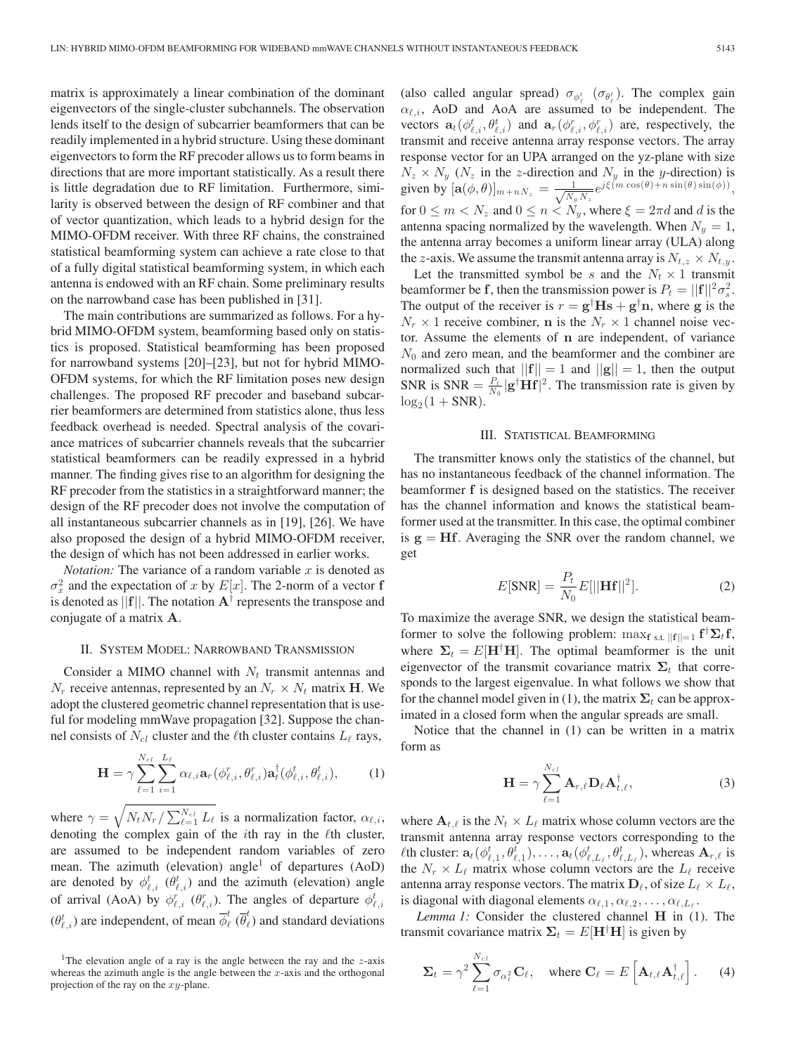matrix is approximately a linear combination of the dominant eigenvectors of the single-cluster subchannels. The observation lends itself to the design of subcarrier beamformers that can be readily implemented in a hybrid structure. Using these dominant eigenvectors to form the RF precoder allows us to form beams in directions that are more important statistically. As a result there is little degradation due to RF limitation. Furthermore, similarity is observed between the design of RF combiner and that of vector quantization, which leads to a hybrid design for the MIMO-OFDM receiver. With three RF chains, the constrained statistical beamforming system can achieve a rate close to that of a fully digital statistical beamforming system, in which each antenna is endowed with an RF chain. Some preliminary results on the narrowband case has been published in [31].

The main contributions are summarized as follows. For a hybrid MIMO-OFDM system, beamforming based only on statistics is proposed. Statistical beamforming has been proposed for narrowband systems [20]–[23], but not for hybrid MIMO-OFDM systems, for which the RF limitation poses new design challenges. The proposed RF precoder and baseband subcarrier beamformers are determined from statistics alone, thus less feedback overhead is needed. Spectral analysis of the covariance matrices of subcarrier channels reveals that the subcarrier statistical beamformers can be readily expressed in a hybrid manner. The finding gives rise to an algorithm for designing the RF precoder from the statistics in a straightforward manner; the design of the RF precoder does not involve the computation of all instantaneous subcarrier channels as in [19], [26]. We have also proposed the design of a hybrid MIMO-OFDM receiver, the design of which has not been addressed in earlier works.

*Notation:* The variance of a random variable $x$ is denoted as $\sigma_x^2$ and the expectation of $x$ by $E[x]$. The 2-norm of a vector $\mathbf{f}$ is denoted as $||\mathbf{f}||$. The notation $\mathbf{A}^\dagger$ represents the transpose and conjugate of a matrix $\mathbf{A}$.

## II. System Model: Narrowband Transmission

Consider a MIMO channel with $N_t$ transmit antennas and $N_r$ receive antennas, represented by an $N_r \times N_t$ matrix $\mathbf{H}$. We adopt the clustered geometric channel representation that is useful for modeling mmWave propagation [32]. Suppose the channel consists of $N_{cl}$ cluster and the $\ell$th cluster contains $L_\ell$ rays,

$$\mathbf{H} = \gamma \sum_{\ell=1}^{N_{cl}} \sum_{i=1}^{L_\ell} \alpha_{\ell,i} \mathbf{a}_r(\phi_{\ell,i}^r, \theta_{\ell,i}^r) \mathbf{a}_t^\dagger(\phi_{\ell,i}^t, \theta_{\ell,i}^t), \tag{1}$$

where $\gamma = \sqrt{N_t N_r / \sum_{\ell=1}^{N_{cl}} L_\ell}$ is a normalization factor, $\alpha_{\ell,i}$, denoting the complex gain of the $i$th ray in the $\ell$th cluster, are assumed to be independent random variables of zero mean. The azimuth (elevation) angle[1] of departures (AoD) are denoted by $\phi_{\ell,i}^t$ ($\theta_{\ell,i}^t$) and the azimuth (elevation) angle of arrival (AoA) by $\phi_{\ell,i}^r$ ($\theta_{\ell,i}^r$). The angles of departure $\phi_{\ell,i}^t$ ($\theta_{\ell,i}^t$) are independent, of mean $\overline{\phi}_\ell^t$ ($\overline{\theta}_\ell^t$) and standard deviations (also called angular spread) $\sigma_{\phi_\ell^t}$ ($\sigma_{\theta_\ell^t}$). The complex gain $\alpha_{\ell,i}$, AoD and AoA are assumed to be independent. The vectors $\mathbf{a}_t(\phi_{\ell,i}^t, \theta_{\ell,i}^t)$ and $\mathbf{a}_r(\phi_{\ell,i}^r, \phi_{\ell,i}^r)$ are, respectively, the transmit and receive antenna array response vectors. The array response vector for an UPA arranged on the yz-plane with size $N_z \times N_y$ ($N_z$ in the $z$-direction and $N_y$ in the $y$-direction) is given by $[\mathbf{a}(\phi, \theta)]_{m+nN_z} = \frac{1}{\sqrt{N_y N_z}} e^{j\xi(m\cos(\theta)+n\sin(\theta)\sin(\phi))}$, for $0 \le m < N_z$ and $0 \le n < N_y$, where $\xi = 2\pi d$ and $d$ is the antenna spacing normalized by the wavelength. When $N_y = 1$, the antenna array becomes a uniform linear array (ULA) along the $z$-axis. We assume the transmit antenna array is $N_{t,z} \times N_{t,y}$.

Let the transmitted symbol be $s$ and the $N_t \times 1$ transmit beamformer be $\mathbf{f}$, then the transmission power is $P_t = ||\mathbf{f}||^2 \sigma_s^2$. The output of the receiver is $r = \mathbf{g}^\dagger \mathbf{H} s + \mathbf{g}^\dagger \mathbf{n}$, where $\mathbf{g}$ is the $N_r \times 1$ receive combiner, $\mathbf{n}$ is the $N_r \times 1$ channel noise vector. Assume the elements of $\mathbf{n}$ are independent, of variance $N_0$ and zero mean, and the beamformer and the combiner are normalized such that $||\mathbf{f}|| = 1$ and $||\mathbf{g}|| = 1$, then the output SNR is $\text{SNR} = \frac{P_t}{N_0} |\mathbf{g}^\dagger \mathbf{H} \mathbf{f}|^2$. The transmission rate is given by $\log_2(1 + \text{SNR})$.

## III. Statistical Beamforming

The transmitter knows only the statistics of the channel, but has no instantaneous feedback of the channel information. The beamformer $\mathbf{f}$ is designed based on the statistics. The receiver has the channel information and knows the statistical beamformer used at the transmitter. In this case, the optimal combiner is $\mathbf{g} = \mathbf{H}\mathbf{f}$. Averaging the SNR over the random channel, we get

$$E[\text{SNR}] = \frac{P_t}{N_0} E[||\mathbf{H}\mathbf{f}||^2]. \tag{2}$$

To maximize the average SNR, we design the statistical beamformer to solve the following problem: $\max_{\mathbf{f} \text{ s.t. } ||\mathbf{f}||=1} \mathbf{f}^\dagger \mathbf{\Sigma}_t \mathbf{f}$, where $\mathbf{\Sigma}_t = E[\mathbf{H}^\dagger \mathbf{H}]$. The optimal beamformer is the unit eigenvector of the transmit covariance matrix $\mathbf{\Sigma}_t$ that corresponds to the largest eigenvalue. In what follows we show that for the channel model given in (1), the matrix $\mathbf{\Sigma}_t$ can be approximated in a closed form when the angular spreads are small.

Notice that the channel in (1) can be written in a matrix form as

$$\mathbf{H} = \gamma \sum_{\ell=1}^{N_{cl}} \mathbf{A}_{r,\ell} \mathbf{D}_\ell \mathbf{A}_{t,\ell}^\dagger, \tag{3}$$

where $\mathbf{A}_{t,\ell}$ is the $N_t \times L_\ell$ matrix whose column vectors are the transmit antenna array response vectors corresponding to the $\ell$th cluster: $\mathbf{a}_t(\phi_{\ell,1}^t, \theta_{\ell,1}^t), \ldots, \mathbf{a}_t(\phi_{\ell,L_\ell}^t, \theta_{\ell,L_\ell}^t)$, whereas $\mathbf{A}_{r,\ell}$ is the $N_r \times L_\ell$ matrix whose column vectors are the $L_\ell$ receive antenna array response vectors. The matrix $\mathbf{D}_\ell$, of size $L_\ell \times L_\ell$, is diagonal with diagonal elements $\alpha_{\ell,1}, \alpha_{\ell,2}, \ldots, \alpha_{\ell,L_\ell}$.

*Lemma 1:* Consider the clustered channel $\mathbf{H}$ in (1). The transmit covariance matrix $\mathbf{\Sigma}_t = E[\mathbf{H}^\dagger \mathbf{H}]$ is given by

$$\mathbf{\Sigma}_t = \gamma^2 \sum_{\ell=1}^{N_{cl}} \sigma_{\alpha_\ell^2} \mathbf{C}_\ell, \quad \text{where } \mathbf{C}_\ell = E\left[\mathbf{A}_{t,\ell} \mathbf{A}_{t,\ell}^\dagger\right]. \tag{4}$$

[1] The elevation angle of a ray is the angle between the ray and the $z$-axis whereas the azimuth angle is the angle between the $x$-axis and the orthogonal projection of the ray on the $xy$-plane.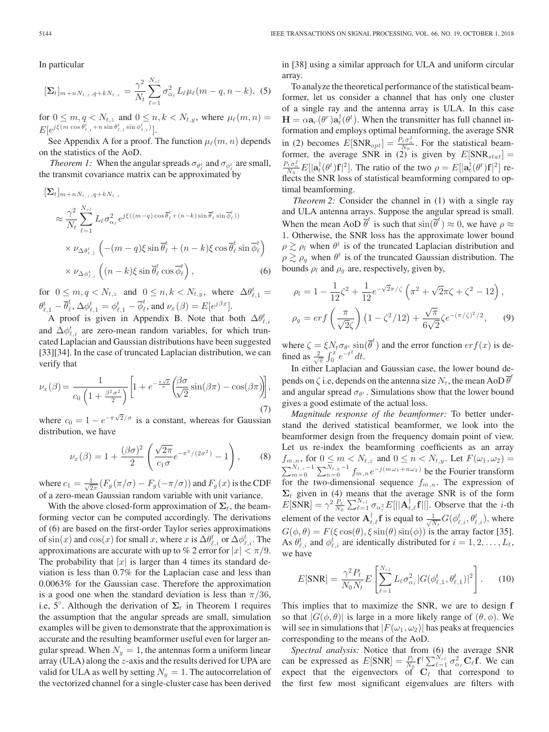In particular

$$[\mathbf{\Sigma}_t]_{m+nN_{t,z},q+kN_{t,z}} = \frac{\gamma^2}{N_t}\sum_{\ell=1}^{N_{cl}} \sigma_{\alpha_\ell}^2 L_\ell \mu_\ell(m-q,n-k), \quad (5)$$

for $0 \le m,q < N_{t,z}$ and $0 \le n,k < N_{t,y}$, where $\mu_\ell(m,n) = E[e^{j\xi(m\cos\theta_{\ell,i}^t + n\sin\theta_{\ell,i}^t \sin\phi_{\ell,i}^t)}]$.

See Appendix A for a proof. The function $\mu_\ell(m,n)$ depends on the statistics of the AoD.

*Theorem 1:* When the angular spreads $\sigma_{\theta_\ell^t}$ and $\sigma_{\phi_\ell^t}$ are small, the transmit covariance matrix can be approximated by

$$\begin{aligned}
&[\mathbf{\Sigma}_t]_{m+nN_{t,z},q+kN_{t,z}} \\
&\approx \frac{\gamma^2}{N_t}\sum_{\ell=1}^{N_{cl}} L_\ell \sigma_{\alpha_\ell}^2 e^{j\xi((m-q)\cos\overline{\theta}_\ell^t + (n-k)\sin\overline{\theta}_\ell^t \sin\overline{\phi}_\ell^t)} \\
&\times \nu_{\Delta\theta_{\ell,1}^t}\left(-(m-q)\xi\sin\overline{\theta}_\ell^t + (n-k)\xi\cos\overline{\theta}_\ell^t \sin\overline{\phi}_\ell^t\right) \\
&\times \nu_{\Delta\phi_{\ell,i}^t}\left((n-k)\xi\sin\overline{\theta}_\ell^t\cos\overline{\phi}_\ell^t\right), \quad (6)
\end{aligned}$$

for $0 \le m,q < N_{t,z}$ and $0 \le n,k < N_{t,y}$, where $\Delta\theta_{\ell,1}^t = \theta_{\ell,1}^t - \overline{\theta}_\ell^t$, $\Delta\phi_{\ell,1}^t = \phi_{\ell,1}^t - \overline{\phi}_\ell^t$, and $\nu_x(\beta) = E[e^{j\beta x}]$.

A proof is given in Appendix B. Note that both $\Delta\theta_{\ell,i}^t$ and $\Delta\phi_{\ell,i}^t$ are zero-mean random variables, for which truncated Laplacian and Gaussian distributions have been suggested [33][34]. In the case of truncated Laplacian distribution, we can verify that

$$\nu_x(\beta) = \frac{1}{c_0\left(1+\frac{\beta^2\sigma^2}{2}\right)}\left[1 + e^{-\frac{\pi\sqrt{2}}{\sigma}}\left(\frac{\beta\sigma}{\sqrt{2}}\sin(\beta\pi) - \cos(\beta\pi)\right)\right], \quad (7)$$

where $c_0 = 1 - e^{-\pi\sqrt{2}/\sigma}$ is a constant, whereas for Gaussian distribution, we have

$$\nu_x(\beta) = 1 + \frac{(\beta\sigma)^2}{2}\left(\frac{\sqrt{2\pi}}{c_1\sigma}e^{-\pi^2/(2\sigma^2)} - 1\right), \quad (8)$$

where $c_1 = \frac{1}{\sqrt{2\pi}}(F_g(\pi/\sigma) - F_g(-\pi/\sigma))$ and $F_g(x)$ is the CDF of a zero-mean Gaussian random variable with unit variance.

With the above closed-form approximation of $\mathbf{\Sigma}_t$, the beamforming vector can be computed accordingly. The derivations of (6) are based on the first-order Taylor series approximations of $\sin(x)$ and $\cos(x)$ for small $x$, where $x$ is $\Delta\theta_{\ell,i}^t$ or $\Delta\phi_{\ell,i}^t$. The approximations are accurate with up to % 2 error for $|x| < \pi/9$. The probability that $|x|$ is larger than 4 times its standard deviation is less than 0.7% for the Laplacian case and less than 0.0063% for the Gaussian case. Therefore the approximation is a good one when the standard deviation is less than $\pi/36$, i.e, $5^\circ$. Although the derivation of $\mathbf{\Sigma}_t$ in Theorem 1 requires the assumption that the angular spreads are small, simulation examples will be given to demonstrate that the approximation is accurate and the resulting beamformer useful even for larger angular spread. When $N_y = 1$, the antennas form a uniform linear array (ULA) along the $z$-axis and the results derived for UPA are valid for ULA as well by setting $N_y = 1$. The autocorrelation of the vectorized channel for a single-cluster case has been derived in [38] using a similar approach for ULA and uniform circular array.

To analyze the theoretical performance of the statistical beamformer, let us consider a channel that has only one cluster of a single ray and the antenna array is ULA. In this case $\mathbf{H} = \alpha\mathbf{a}_r(\theta^r)\mathbf{a}_t^\dagger(\theta^t)$. When the transmitter has full channel information and employs optimal beamforming, the average SNR in (2) becomes $E[\text{SNR}_{opt}] = \frac{P_t\sigma_\alpha^2}{N_0}$. For the statistical beamformer, the average SNR in (2) is given by $E[\text{SNR}_{stat}] = \frac{P_t\sigma_\alpha^2}{N_0}E[|\mathbf{a}_t^\dagger(\theta^t)\mathbf{f}|^2]$. The ratio of the two $\rho = E[|\mathbf{a}_t^\dagger(\theta^t)\mathbf{f}|^2]$ reflects the SNR loss of statistical beamforming compared to optimal beamforming.

*Theorem 2:* Consider the channel in (1) with a single ray and ULA antenna arrays. Suppose the angular spread is small. When the mean AoD $\overline{\theta}^t$ is such that $\sin(\overline{\theta}^t) \approx 0$, we have $\rho \approx 1$. Otherwise, the SNR loss has the approximate lower bound $\rho \gtrsim \rho_l$ when $\theta^t$ is of the truncated Laplacian distribution and $\rho \gtrsim \rho_g$ when $\theta^t$ is of the truncated Gaussian distribution. The bounds $\rho_l$ and $\rho_g$ are, respectively, given by,

$$\begin{aligned}
\rho_l &= 1 - \frac{1}{12}\zeta^2 + \frac{1}{12}e^{-\sqrt{2}\pi/\zeta}\left(\pi^2 + \sqrt{2}\pi\zeta + \zeta^2 - 12\right), \\
\rho_g &= erf\left(\frac{\pi}{\sqrt{2}\zeta}\right)\left(1 - \zeta^2/12\right) + \frac{\sqrt{\pi}}{6\sqrt{2}}\zeta e^{-(\pi/\zeta)^2/2}, \quad (9)
\end{aligned}$$

where $\zeta = \xi N_t \sigma_{\theta^t}\sin(\overline{\theta}^t)$ and the error function $erf(x)$ is defined as $\frac{2}{\sqrt{\pi}}\int_0^x e^{-t^2}dt$.

In either Laplacian and Gaussian case, the lower bound depends on $\zeta$ i.e, depends on the antenna size $N_t$, the mean AoD $\overline{\theta}^t$ and angular spread $\sigma_{\theta^t}$. Simulations show that the lower bound gives a good estimate of the actual loss.

*Magnitude response of the beamformer:* To better understand the derived statistical beamformer, we look into the beamformer design from the frequency domain point of view. Let us re-index the beamforming coefficients as an array $f_{m,n}$, for $0 \le m < N_{t,z}$ and $0 \le n < N_{t,y}$. Let $F(\omega_1,\omega_2) = \sum_{m=0}^{N_{t,z}-1}\sum_{n=0}^{N_{t,y}-1} f_{m,n}e^{-j(m\omega_1+n\omega_2)}$ be the Fourier transform for the two-dimensional sequence $f_{m,n}$. The expression of $\mathbf{\Sigma}_t$ given in (4) means that the average SNR is of the form $E[\text{SNR}] = \gamma^2\frac{P_t}{N_0}\sum_{\ell=1}^{N_{cl}}\sigma_{\alpha_\ell^2}E[||\mathbf{A}_{t,\ell}^\dagger\mathbf{f}||]$. Observe that the $i$-th element of the vector $\mathbf{A}_{t,\ell}^\dagger\mathbf{f}$ is equal to $\frac{1}{\sqrt{N_t}}G(\phi_{\ell,i}^t,\theta_{\ell,i}^t)$, where $G(\phi,\theta) = F(\xi\cos(\theta),\xi\sin(\theta)\sin(\phi))$ is the array factor [35]. As $\theta_{\ell,i}^t$ and $\phi_{\ell,i}^t$ are identically distributed for $i = 1,2,\ldots,L_\ell$, we have

$$E[\text{SNR}] = \frac{\gamma^2 P_t}{N_0 N_t}E\left[\sum_{\ell=1}^{N_{cl}} L_\ell\sigma_{\alpha_\ell}^2|G(\phi_{\ell,1}^t,\theta_{\ell,1}^t)|^2\right]. \quad (10)$$

This implies that to maximize the SNR, we are to design $\mathbf{f}$ so that $|G(\phi,\theta)|$ is large in a more likely range of $(\theta,\phi)$. We will see in simulations that $|F(\omega_1,\omega_2)|$ has peaks at frequencies corresponding to the means of the AoD.

*Spectral analysis:* Notice that from (6) the average SNR can be expressed as $E[\text{SNR}] = \frac{P_t}{N_0}\mathbf{f}^\dagger\sum_{\ell=1}^{N_{cl}}\sigma_{\alpha_\ell}^2\mathbf{C}_\ell\mathbf{f}$. We can expect that the eigenvectors of $\mathbf{C}_\ell$ that correspond to the first few most significant eigenvalues are filters with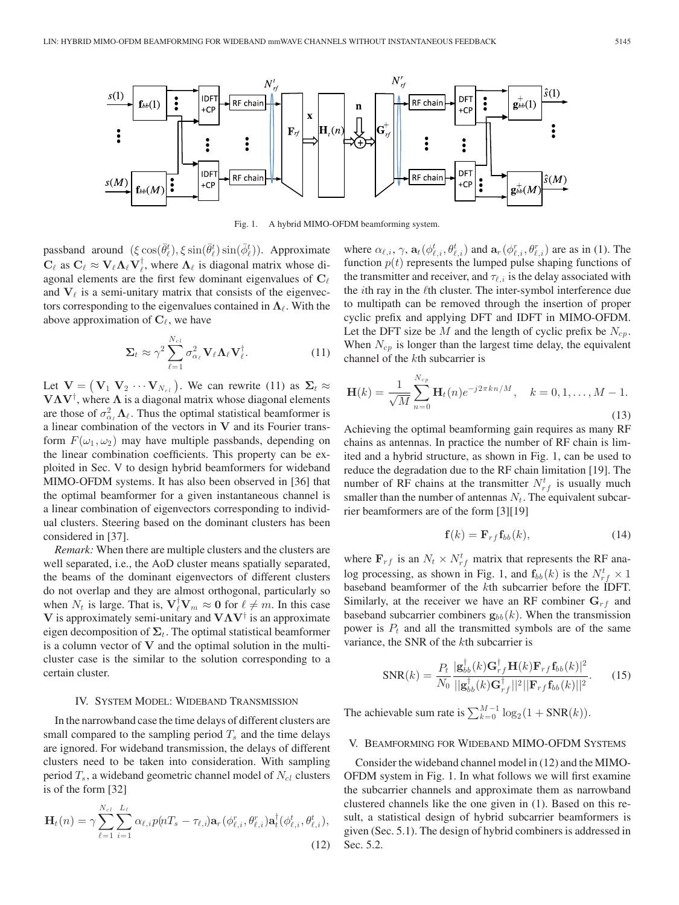Fig. 1. A hybrid MIMO-OFDM beamforming system.

passband around $(\xi\cos(\bar{\theta}^t_\ell), \xi\sin(\bar{\theta}^t_\ell)\sin(\bar{\phi}^t_\ell))$. Approximate $\mathbf{C}_\ell$ as $\mathbf{C}_\ell \approx \mathbf{V}_\ell \mathbf{\Lambda}_\ell \mathbf{V}_\ell^\dagger$, where $\mathbf{\Lambda}_\ell$ is diagonal matrix whose diagonal elements are the first few dominant eigenvalues of $\mathbf{C}_\ell$ and $\mathbf{V}_\ell$ is a semi-unitary matrix that consists of the eigenvectors corresponding to the eigenvalues contained in $\mathbf{\Lambda}_\ell$. With the above approximation of $\mathbf{C}_\ell$, we have

$$\mathbf{\Sigma}_t \approx \gamma^2 \sum_{\ell=1}^{N_{cl}} \sigma^2_{\alpha_\ell} \mathbf{V}_\ell \mathbf{\Lambda}_\ell \mathbf{V}_\ell^\dagger. \tag{11}$$

Let $\mathbf{V} = \begin{pmatrix} \mathbf{V}_1 & \mathbf{V}_2 & \cdots \mathbf{V}_{N_{cl}} \end{pmatrix}$. We can rewrite (11) as $\mathbf{\Sigma}_t \approx \mathbf{V}\mathbf{\Lambda}\mathbf{V}^\dagger$, where $\mathbf{\Lambda}$ is a diagonal matrix whose diagonal elements are those of $\sigma^2_{\alpha_\ell}\mathbf{\Lambda}_\ell$. Thus the optimal statistical beamformer is a linear combination of the vectors in $\mathbf{V}$ and its Fourier transform $F(\omega_1, \omega_2)$ may have multiple passbands, depending on the linear combination coefficients. This property can be exploited in Sec. V to design hybrid beamformers for wideband MIMO-OFDM systems. It has also been observed in [36] that the optimal beamformer for a given instantaneous channel is a linear combination of eigenvectors corresponding to individual clusters. Steering based on the dominant clusters has been considered in [37].

*Remark:* When there are multiple clusters and the clusters are well separated, i.e., the AoD cluster means spatially separated, the beams of the dominant eigenvectors of different clusters do not overlap and they are almost orthogonal, particularly so when $N_t$ is large. That is, $\mathbf{V}_\ell^\dagger \mathbf{V}_m \approx \mathbf{0}$ for $\ell \neq m$. In this case $\mathbf{V}$ is approximately semi-unitary and $\mathbf{V}\mathbf{\Lambda}\mathbf{V}^\dagger$ is an approximate eigen decomposition of $\mathbf{\Sigma}_t$. The optimal statistical beamformer is a column vector of $\mathbf{V}$ and the optimal solution in the multi-cluster case is the similar to the solution corresponding to a certain cluster.

## IV. System Model: Wideband Transmission

In the narrowband case the time delays of different clusters are small compared to the sampling period $T_s$ and the time delays are ignored. For wideband transmission, the delays of different clusters need to be taken into consideration. With sampling period $T_s$, a wideband geometric channel model of $N_{cl}$ clusters is of the form [32]

$$\mathbf{H}_t(n) = \gamma \sum_{\ell=1}^{N_{cl}} \sum_{i=1}^{L_\ell} \alpha_{\ell,i} p(nT_s - \tau_{\ell,i}) \mathbf{a}_r(\phi^r_{\ell,i}, \theta^r_{\ell,i}) \mathbf{a}_t^\dagger(\phi^t_{\ell,i}, \theta^t_{\ell,i}), \tag{12}$$

where $\alpha_{\ell,i}$, $\gamma$, $\mathbf{a}_t(\phi^t_{\ell,i}, \theta^t_{\ell,i})$ and $\mathbf{a}_r(\phi^r_{\ell,i}, \theta^r_{\ell,i})$ are as in (1). The function $p(t)$ represents the lumped pulse shaping functions of the transmitter and receiver, and $\tau_{\ell,i}$ is the delay associated with the $i$th ray in the $\ell$th cluster. The inter-symbol interference due to multipath can be removed through the insertion of proper cyclic prefix and applying DFT and IDFT in MIMO-OFDM. Let the DFT size be $M$ and the length of cyclic prefix be $N_{cp}$. When $N_{cp}$ is longer than the largest time delay, the equivalent channel of the $k$th subcarrier is

$$\mathbf{H}(k) = \frac{1}{\sqrt{M}} \sum_{n=0}^{N_{cp}} \mathbf{H}_t(n) e^{-j2\pi kn/M}, \quad k = 0, 1, \ldots, M-1. \tag{13}$$

Achieving the optimal beamforming gain requires as many RF chains as antennas. In practice the number of RF chain is limited and a hybrid structure, as shown in Fig. 1, can be used to reduce the degradation due to the RF chain limitation [19]. The number of RF chains at the transmitter $N^t_{rf}$ is usually much smaller than the number of antennas $N_t$. The equivalent subcarrier beamformers are of the form [3][19]

$$\mathbf{f}(k) = \mathbf{F}_{rf} \mathbf{f}_{bb}(k), \tag{14}$$

where $\mathbf{F}_{rf}$ is an $N_t \times N^t_{rf}$ matrix that represents the RF analog processing, as shown in Fig. 1, and $\mathbf{f}_{bb}(k)$ is the $N^t_{rf} \times 1$ baseband beamformer of the $k$th subcarrier before the IDFT. Similarly, at the receiver we have an RF combiner $\mathbf{G}_{rf}$ and baseband subcarrier combiners $\mathbf{g}_{bb}(k)$. When the transmission power is $P_t$ and all the transmitted symbols are of the same variance, the SNR of the $k$th subcarrier is

$$\text{SNR}(k) = \frac{P_t}{N_0} \frac{|\mathbf{g}_{bb}^\dagger(k)\mathbf{G}_{rf}^\dagger \mathbf{H}(k)\mathbf{F}_{rf}\mathbf{f}_{bb}(k)|^2}{||\mathbf{g}_{bb}^\dagger(k)\mathbf{G}_{rf}^\dagger||^2 ||\mathbf{F}_{rf}\mathbf{f}_{bb}(k)||^2}. \tag{15}$$

The achievable sum rate is $\sum_{k=0}^{M-1} \log_2(1 + \text{SNR}(k))$.

## V. Beamforming for Wideband MIMO-OFDM Systems

Consider the wideband channel model in (12) and the MIMO-OFDM system in Fig. 1. In what follows we will first examine the subcarrier channels and approximate them as narrowband clustered channels like the one given in (1). Based on this result, a statistical design of hybrid subcarrier beamformers is given (Sec. 5.1). The design of hybrid combiners is addressed in Sec. 5.2.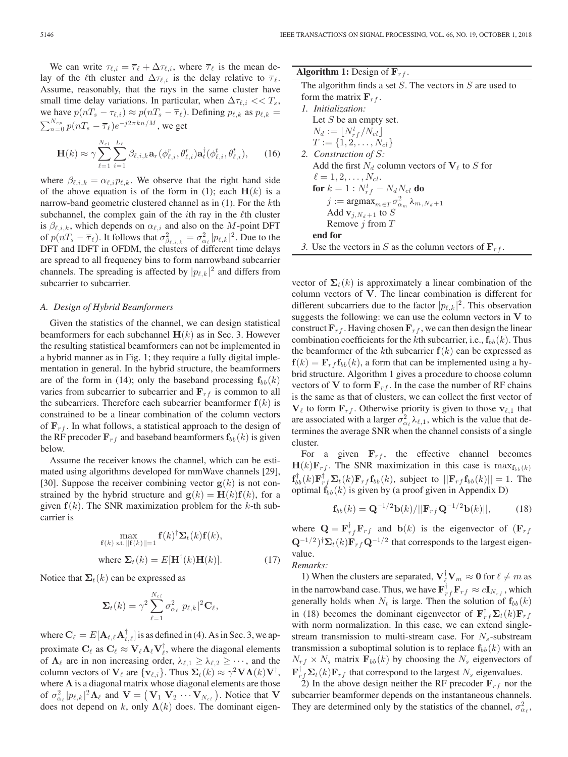We can write $\tau_{\ell,i} = \overline{\tau}_\ell + \Delta\tau_{\ell,i}$, where $\overline{\tau}_\ell$ is the mean delay of the $\ell$th cluster and $\Delta\tau_{\ell,i}$ is the delay relative to $\overline{\tau}_\ell$. Assume, reasonably, that the rays in the same cluster have small time delay variations. In particular, when $\Delta\tau_{\ell,i} << T_s$, we have $p(nT_s - \tau_{\ell,i}) \approx p(nT_s - \overline{\tau}_\ell)$. Defining $p_{\ell,k}$ as $p_{\ell,k} = \sum_{n=0}^{N_{cp}} p(nT_s - \overline{\tau}_\ell)e^{-j2\pi kn/M}$, we get

$$\mathbf{H}(k) \approx \gamma \sum_{\ell=1}^{N_{cl}} \sum_{i=1}^{L_\ell} \beta_{\ell,i,k} \mathbf{a}_r(\phi^r_{\ell,i}, \theta^r_{\ell,i})\mathbf{a}_t^\dagger(\phi^t_{\ell,i}, \theta^t_{\ell,i}), \tag{16}$$

where $\beta_{\ell,i,k} = \alpha_{\ell,i} p_{\ell,k}$. We observe that the right hand side of the above equation is of the form in (1); each $\mathbf{H}(k)$ is a narrow-band geometric clustered channel as in (1). For the $k$th subchannel, the complex gain of the $i$th ray in the $\ell$th cluster is $\beta_{\ell,i,k}$, which depends on $\alpha_{\ell,i}$ and also on the $M$-point DFT of $p(nT_s - \overline{\tau}_\ell)$. It follows that $\sigma^2_{\beta_{\ell,i,k}} = \sigma^2_{\alpha_\ell}|p_{\ell,k}|^2$. Due to the DFT and IDFT in OFDM, the clusters of different time delays are spread to all frequency bins to form narrowband subcarrier channels. The spreading is affected by $|p_{\ell,k}|^2$ and differs from subcarrier to subcarrier.

### *A. Design of Hybrid Beamformers*

Given the statistics of the channel, we can design statistical beamformers for each subchannel $\mathbf{H}(k)$ as in Sec. 3. However the resulting statistical beamformers can not be implemented in a hybrid manner as in Fig. 1; they require a fully digital implementation in general. In the hybrid structure, the beamformers are of the form in (14); only the baseband processing $\mathbf{f}_{bb}(k)$ varies from subcarrier to subcarrier and $\mathbf{F}_{rf}$ is common to all the subcarriers. Therefore each subcarrier beamformer $\mathbf{f}(k)$ is constrained to be a linear combination of the column vectors of $\mathbf{F}_{rf}$. In what follows, a statistical approach to the design of the RF precoder $\mathbf{F}_{rf}$ and baseband beamformers $\mathbf{f}_{bb}(k)$ is given below.

Assume the receiver knows the channel, which can be estimated using algorithms developed for mmWave channels [29], [30]. Suppose the receiver combining vector $\mathbf{g}(k)$ is not constrained by the hybrid structure and $\mathbf{g}(k) = \mathbf{H}(k)\mathbf{f}(k)$, for a given $\mathbf{f}(k)$. The SNR maximization problem for the $k$-th subcarrier is

$$\max_{\mathbf{f}(k) \text{ s.t. } ||\mathbf{f}(k)||=1} \mathbf{f}(k)^\dagger \mathbf{\Sigma}_t(k)\mathbf{f}(k),$$
$$\text{where } \mathbf{\Sigma}_t(k) = E[\mathbf{H}^\dagger(k)\mathbf{H}(k)]. \tag{17}$$

Notice that $\mathbf{\Sigma}_t(k)$ can be expressed as

$$\mathbf{\Sigma}_t(k) = \gamma^2 \sum_{\ell=1}^{N_{cl}} \sigma^2_{\alpha_\ell}|p_{\ell,k}|^2 \mathbf{C}_\ell,$$

where $\mathbf{C}_\ell = E[\mathbf{A}_{t,\ell}\mathbf{A}^\dagger_{t,\ell}]$ is as defined in (4). As in Sec. 3, we approximate $\mathbf{C}_\ell$ as $\mathbf{C}_\ell \approx \mathbf{V}_\ell \mathbf{\Lambda}_\ell \mathbf{V}_\ell^\dagger$, where the diagonal elements of $\mathbf{\Lambda}_\ell$ are in non increasing order, $\lambda_{\ell,1} \geq \lambda_{\ell,2} \geq \cdots$, and the column vectors of $\mathbf{V}_\ell$ are $\{\mathbf{v}_{\ell,i}\}$. Thus $\mathbf{\Sigma}_t(k) \approx \gamma^2 \mathbf{V}\mathbf{\Lambda}(k)\mathbf{V}^\dagger$, where $\mathbf{\Lambda}$ is a diagonal matrix whose diagonal elements are those of $\sigma^2_{\alpha_\ell}|p_{\ell,k}|^2\mathbf{\Lambda}_\ell$ and $\mathbf{V} = \begin{pmatrix}\mathbf{V}_1 & \mathbf{V}_2 & \cdots \mathbf{V}_{N_{cl}}\end{pmatrix}$. Notice that $\mathbf{V}$ does not depend on $k$, only $\mathbf{\Lambda}(k)$ does. The dominant eigenvector of $\mathbf{\Sigma}_t(k)$ is approximately a linear combination of the column vectors of $\mathbf{V}$. The linear combination is different for different subcarriers due to the factor $|p_{\ell,k}|^2$. This observation suggests the following: we can use the column vectors in $\mathbf{V}$ to construct $\mathbf{F}_{rf}$. Having chosen $\mathbf{F}_{rf}$, we can then design the linear combination coefficients for the $k$th subcarrier, i.e., $\mathbf{f}_{bb}(k)$. Thus the beamformer of the $k$th subcarrier $\mathbf{f}(k)$ can be expressed as $\mathbf{f}(k) = \mathbf{F}_{rf}\mathbf{f}_{bb}(k)$, a form that can be implemented using a hybrid structure. Algorithm 1 gives a procedure to choose column vectors of $\mathbf{V}$ to form $\mathbf{F}_{rf}$. In the case the number of RF chains is the same as that of clusters, we can collect the first vector of $\mathbf{V}_\ell$ to form $\mathbf{F}_{rf}$. Otherwise priority is given to those $\mathbf{v}_{\ell,1}$ that are associated with a larger $\sigma^2_{\alpha_\ell}\lambda_{\ell,1}$, which is the value that determines the average SNR when the channel consists of a single cluster.

**Algorithm 1:** Design of $\mathbf{F}_{rf}$.

The algorithm finds a set $S$. The vectors in $S$ are used to form the matrix $\mathbf{F}_{rf}$.

*1. Initialization:*
 Let $S$ be an empty set.
 $N_d := \lfloor N^t_{rf}/N_{cl} \rfloor$
 $T := \{1, 2, \ldots, N_{cl}\}$

*2. Construction of S:*
 Add the first $N_d$ column vectors of $\mathbf{V}_\ell$ to $S$ for $\ell = 1, 2, \ldots, N_{cl}$.
 **for** $k = 1 : N^t_{rf} - N_d N_{cl}$ **do**
  $j := \text{argmax}_{m \in T}\, \sigma^2_{\alpha_m} \lambda_{m, N_d+1}$
  Add $\mathbf{v}_{j,N_d+1}$ to $S$
  Remove $j$ from $T$
 **end for**

*3.* Use the vectors in $S$ as the column vectors of $\mathbf{F}_{rf}$.

For a given $\mathbf{F}_{rf}$, the effective channel becomes $\mathbf{H}(k)\mathbf{F}_{rf}$. The SNR maximization in this case is $\max_{\mathbf{f}_{bb}(k)} \mathbf{f}^\dagger_{bb}(k)\mathbf{F}^\dagger_{rf}\mathbf{\Sigma}_t(k)\mathbf{F}_{rf}\mathbf{f}_{bb}(k)$, subject to $||\mathbf{F}_{rf}\mathbf{f}_{bb}(k)|| = 1$. The optimal $\mathbf{f}_{bb}(k)$ is given by (a proof given in Appendix D)

$$\mathbf{f}_{bb}(k) = \mathbf{Q}^{-1/2}\mathbf{b}(k)/||\mathbf{F}_{rf}\mathbf{Q}^{-1/2}\mathbf{b}(k)||, \tag{18}$$

where $\mathbf{Q} = \mathbf{F}^\dagger_{rf}\mathbf{F}_{rf}$ and $\mathbf{b}(k)$ is the eigenvector of $(\mathbf{F}_{rf}\mathbf{Q}^{-1/2})^\dagger\mathbf{\Sigma}_t(k)\mathbf{F}_{rf}\mathbf{Q}^{-1/2}$ that corresponds to the largest eigenvalue.

*Remarks:*

1) When the clusters are separated, $\mathbf{V}^\dagger_\ell \mathbf{V}_m \approx \mathbf{0}$ for $\ell \neq m$ as in the narrowband case. Thus, we have $\mathbf{F}^\dagger_{rf}\mathbf{F}_{rf} \approx c\mathbf{I}_{N_{rf}}$, which generally holds when $N_t$ is large. Then the solution of $\mathbf{f}_{bb}(k)$ in (18) becomes the dominant eigenvector of $\mathbf{F}^\dagger_{rf}\mathbf{\Sigma}_t(k)\mathbf{F}_{rf}$ with norm normalization. In this case, we can extend single-stream transmission to multi-stream case. For $N_s$-substream transmission a suboptimal solution is to replace $\mathbf{f}_{bb}(k)$ with an $N_{rf} \times N_s$ matrix $\mathbf{F}_{bb}(k)$ by choosing the $N_s$ eigenvectors of $\mathbf{F}^\dagger_{rf}\mathbf{\Sigma}_t(k)\mathbf{F}_{rf}$ that correspond to the largest $N_s$ eigenvalues.

2) In the above design neither the RF precoder $\mathbf{F}_{rf}$ nor the subcarrier beamformer depends on the instantaneous channels. They are determined only by the statistics of the channel, $\sigma^2_{\alpha_\ell}$,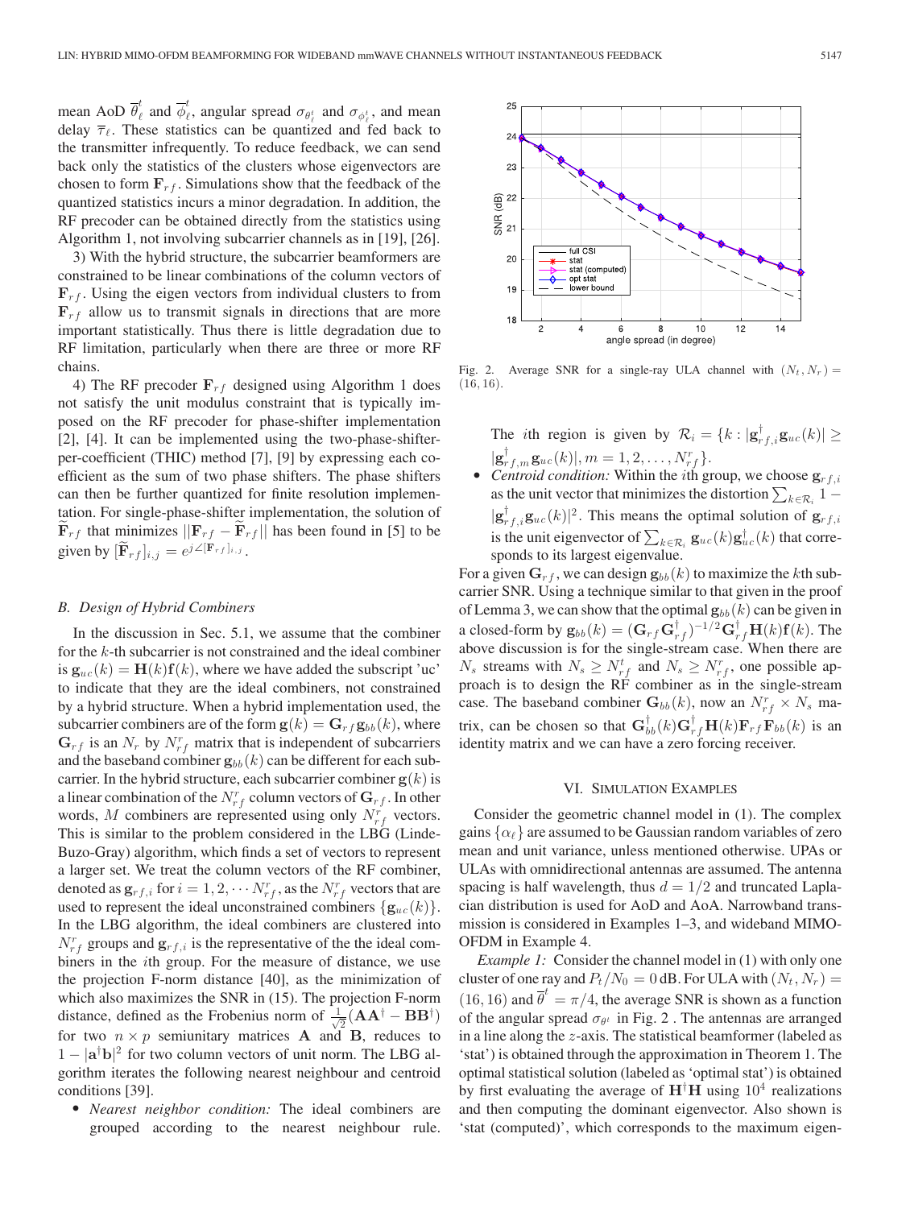mean AoD $\overline{\theta}_\ell^t$ and $\overline{\phi}_\ell^t$, angular spread $\sigma_{\theta_\ell^t}$ and $\sigma_{\phi_\ell^t}$, and mean delay $\overline{\tau}_\ell$. These statistics can be quantized and fed back to the transmitter infrequently. To reduce feedback, we can send back only the statistics of the clusters whose eigenvectors are chosen to form $\mathbf{F}_{rf}$. Simulations show that the feedback of the quantized statistics incurs a minor degradation. In addition, the RF precoder can be obtained directly from the statistics using Algorithm 1, not involving subcarrier channels as in [19], [26].

3) With the hybrid structure, the subcarrier beamformers are constrained to be linear combinations of the column vectors of $\mathbf{F}_{rf}$. Using the eigen vectors from individual clusters to from $\mathbf{F}_{rf}$ allow us to transmit signals in directions that are more important statistically. Thus there is little degradation due to RF limitation, particularly when there are three or more RF chains.

4) The RF precoder $\mathbf{F}_{rf}$ designed using Algorithm 1 does not satisfy the unit modulus constraint that is typically imposed on the RF precoder for phase-shifter implementation [2], [4]. It can be implemented using the two-phase-shifter-per-coefficient (THIC) method [7], [9] by expressing each coefficient as the sum of two phase shifters. The phase shifters can then be further quantized for finite resolution implementation. For single-phase-shifter implementation, the solution of $\widetilde{\mathbf{F}}_{rf}$ that minimizes $||\mathbf{F}_{rf} - \widetilde{\mathbf{F}}_{rf}||$ has been found in [5] to be given by $[\widetilde{\mathbf{F}}_{rf}]_{i,j} = e^{j\angle[\mathbf{F}_{rf}]_{i,j}}$.

### B. Design of Hybrid Combiners

In the discussion in Sec. 5.1, we assume that the combiner for the $k$-th subcarrier is not constrained and the ideal combiner is $\mathbf{g}_{uc}(k) = \mathbf{H}(k)\mathbf{f}(k)$, where we have added the subscript 'uc' to indicate that they are the ideal combiners, not constrained by a hybrid structure. When a hybrid implementation used, the subcarrier combiners are of the form $\mathbf{g}(k) = \mathbf{G}_{rf}\mathbf{g}_{bb}(k)$, where $\mathbf{G}_{rf}$ is an $N_r$ by $N_{rf}^r$ matrix that is independent of subcarriers and the baseband combiner $\mathbf{g}_{bb}(k)$ can be different for each subcarrier. In the hybrid structure, each subcarrier combiner $\mathbf{g}(k)$ is a linear combination of the $N_{rf}^r$ column vectors of $\mathbf{G}_{rf}$. In other words, $M$ combiners are represented using only $N_{rf}^r$ vectors. This is similar to the problem considered in the LBG (Linde-Buzo-Gray) algorithm, which finds a set of vectors to represent a larger set. We treat the column vectors of the RF combiner, denoted as $\mathbf{g}_{rf,i}$ for $i = 1, 2, \cdots N_{rf}^r$, as the $N_{rf}^r$ vectors that are used to represent the ideal unconstrained combiners $\{\mathbf{g}_{uc}(k)\}$. In the LBG algorithm, the ideal combiners are clustered into $N_{rf}^r$ groups and $\mathbf{g}_{rf,i}$ is the representative of the the ideal combiners in the $i$th group. For the measure of distance, we use the projection F-norm distance [40], as the minimization of which also maximizes the SNR in (15). The projection F-norm distance, defined as the Frobenius norm of $\frac{1}{\sqrt{2}}(\mathbf{A}\mathbf{A}^\dagger - \mathbf{B}\mathbf{B}^\dagger)$ for two $n \times p$ semiunitary matrices $\mathbf{A}$ and $\mathbf{B}$, reduces to $1 - |\mathbf{a}^\dagger\mathbf{b}|^2$ for two column vectors of unit norm. The LBG algorithm iterates the following nearest neighbour and centroid conditions [39].

- *Nearest neighbor condition:* The ideal combiners are grouped according to the nearest neighbour rule. The $i$th region is given by $\mathcal{R}_i = \{k : |\mathbf{g}_{rf,i}^\dagger \mathbf{g}_{uc}(k)| \geq |\mathbf{g}_{rf,m}^\dagger \mathbf{g}_{uc}(k)|, m = 1, 2, \ldots, N_{rf}^r\}$.
- *Centroid condition:* Within the $i$th group, we choose $\mathbf{g}_{rf,i}$ as the unit vector that minimizes the distortion $\sum_{k\in\mathcal{R}_i} 1 - |\mathbf{g}_{rf,i}^\dagger \mathbf{g}_{uc}(k)|^2$. This means the optimal solution of $\mathbf{g}_{rf,i}$ is the unit eigenvector of $\sum_{k\in\mathcal{R}_i} \mathbf{g}_{uc}(k)\mathbf{g}_{uc}^\dagger(k)$ that corresponds to its largest eigenvalue.

For a given $\mathbf{G}_{rf}$, we can design $\mathbf{g}_{bb}(k)$ to maximize the $k$th subcarrier SNR. Using a technique similar to that given in the proof of Lemma 3, we can show that the optimal $\mathbf{g}_{bb}(k)$ can be given in a closed-form by $\mathbf{g}_{bb}(k) = (\mathbf{G}_{rf}\mathbf{G}_{rf}^\dagger)^{-1/2}\mathbf{G}_{rf}^\dagger\mathbf{H}(k)\mathbf{f}(k)$. The above discussion is for the single-stream case. When there are $N_s$ streams with $N_s \geq N_{rf}^t$ and $N_s \geq N_{rf}^r$, one possible approach is to design the RF combiner as in the single-stream case. The baseband combiner $\mathbf{G}_{bb}(k)$, now an $N_{rf}^r \times N_s$ matrix, can be chosen so that $\mathbf{G}_{bb}^\dagger(k)\mathbf{G}_{rf}^\dagger\mathbf{H}(k)\mathbf{F}_{rf}\mathbf{F}_{bb}(k)$ is an identity matrix and we can have a zero forcing receiver.

Fig. 2. Average SNR for a single-ray ULA channel with $(N_t, N_r) = (16, 16)$.

## VI. Simulation Examples

Consider the geometric channel model in (1). The complex gains $\{\alpha_\ell\}$ are assumed to be Gaussian random variables of zero mean and unit variance, unless mentioned otherwise. UPAs or ULAs with omnidirectional antennas are assumed. The antenna spacing is half wavelength, thus $d = 1/2$ and truncated Laplacian distribution is used for AoD and AoA. Narrowband transmission is considered in Examples 1–3, and wideband MIMO-OFDM in Example 4.

*Example 1:* Consider the channel model in (1) with only one cluster of one ray and $P_t/N_0 = 0$ dB. For ULA with $(N_t, N_r) = (16, 16)$ and $\overline{\theta}^t = \pi/4$, the average SNR is shown as a function of the angular spread $\sigma_{\theta^t}$ in Fig. 2 . The antennas are arranged in a line along the $z$-axis. The statistical beamformer (labeled as 'stat') is obtained through the approximation in Theorem 1. The optimal statistical solution (labeled as 'optimal stat') is obtained by first evaluating the average of $\mathbf{H}^\dagger\mathbf{H}$ using $10^4$ realizations and then computing the dominant eigenvector. Also shown is 'stat (computed)', which corresponds to the maximum eigen-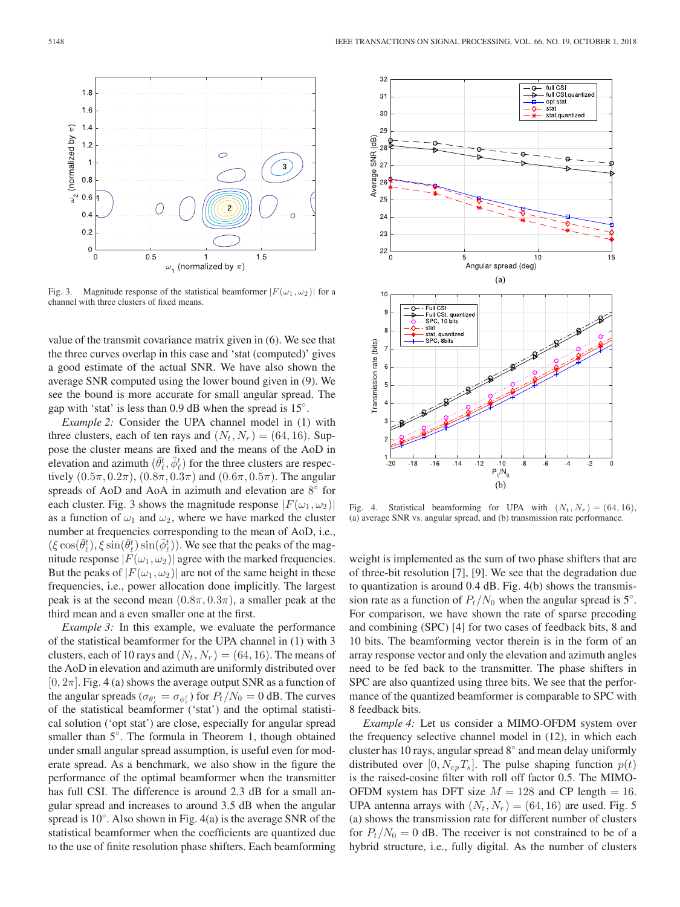Fig. 3. Magnitude response of the statistical beamformer $|F(\omega_1, \omega_2)|$ for a channel with three clusters of fixed means.

value of the transmit covariance matrix given in (6). We see that the three curves overlap in this case and 'stat (computed)' gives a good estimate of the actual SNR. We have also shown the average SNR computed using the lower bound given in (9). We see the bound is more accurate for small angular spreads. The gap with 'stat' is less than 0.9 dB when the spread is 15°.

*Example 2:* Consider the UPA channel model in (1) with three clusters, each of ten rays and $(N_t, N_r) = (64, 16)$. Suppose the cluster means are fixed and the means of the AoD in elevation and azimuth $(\bar{\theta}_\ell^t, \bar{\phi}_\ell^t)$ for the three clusters are respectively $(0.5\pi, 0.2\pi)$, $(0.8\pi, 0.3\pi)$ and $(0.6\pi, 0.5\pi)$. The angular spreads of AoD and AoA in azimuth and elevation are 8° for each cluster. Fig. 3 shows the magnitude response $|F(\omega_1, \omega_2)|$ as a function of $\omega_1$ and $\omega_2$, where we have marked the cluster number at frequencies corresponding to the mean of AoD, i.e., $(\xi \cos(\bar{\theta}_\ell^t), \xi \sin(\bar{\theta}_\ell^t) \sin(\bar{\phi}_\ell^t))$. We see that the peaks of the magnitude response $|F(\omega_1, \omega_2)|$ agree with the marked frequencies. But the peaks of $|F(\omega_1, \omega_2)|$ are not of the same height in these frequencies, i.e., power allocation done implicitly. The largest peak is at the second mean $(0.8\pi, 0.3\pi)$, a smaller peak at the third mean and a even smaller one at the first.

*Example 3:* In this example, we evaluate the performance of the statistical beamformer for the UPA channel in (1) with 3 clusters, each of 10 rays and $(N_t, N_r) = (64, 16)$. The means of the AoD in elevation and azimuth are uniformly distributed over $[0, 2\pi]$. Fig. 4 (a) shows the average output SNR as a function of the angular spreads $(\sigma_{\theta_\ell^t} = \sigma_{\phi_\ell^t})$ for $P_t/N_0 = 0$ dB. The curves of the statistical beamformer ('stat') and the optimal statistical solution ('opt stat') are close, especially for angular spread smaller than 5°. The formula in Theorem 1, though obtained under small angular spread assumption, is useful even for moderate spread. As a benchmark, we also show in the figure the performance of the optimal beamformer when the transmitter has full CSI. The difference is around 2.3 dB for a small angular spread and increases to around 3.5 dB when the angular spread is 10°. Also shown in Fig. 4(a) is the average SNR of the statistical beamformer when the coefficients are quantized due to the use of finite resolution phase shifters. Each beamforming weight is implemented as the sum of two phase shifters that are of three-bit resolution [7], [9]. We see that the degradation due to quantization is around 0.4 dB. Fig. 4(b) shows the transmission rate as a function of $P_t/N_0$ when the angular spread is 5°. For comparison, we have shown the rate of sparse precoding and combining (SPC) [4] for two cases of feedback bits, 8 and 10 bits. The beamforming vector therein is in the form of an array response vector and only the elevation and azimuth angles need to be fed back to the transmitter. The phase shifters in SPC are also quantized using three bits. We see that the performance of the quantized beamformer is comparable to SPC with 8 feedback bits.

Fig. 4. Statistical beamforming for UPA with $(N_t, N_r) = (64, 16)$, (a) average SNR vs. angular spread, and (b) transmission rate performance.

*Example 4:* Let us consider a MIMO-OFDM system over the frequency selective channel model in (12), in which each cluster has 10 rays, angular spread 8° and mean delay uniformly distributed over $[0, N_{cp}T_s]$. The pulse shaping function $p(t)$ is the raised-cosine filter with roll off factor 0.5. The MIMO-OFDM system has DFT size $M = 128$ and CP length $= 16$. UPA antenna arrays with $(N_t, N_r) = (64, 16)$ are used. Fig. 5 (a) shows the transmission rate for different number of clusters for $P_t/N_0 = 0$ dB. The receiver is not constrained to be of a hybrid structure, i.e., fully digital. As the number of clusters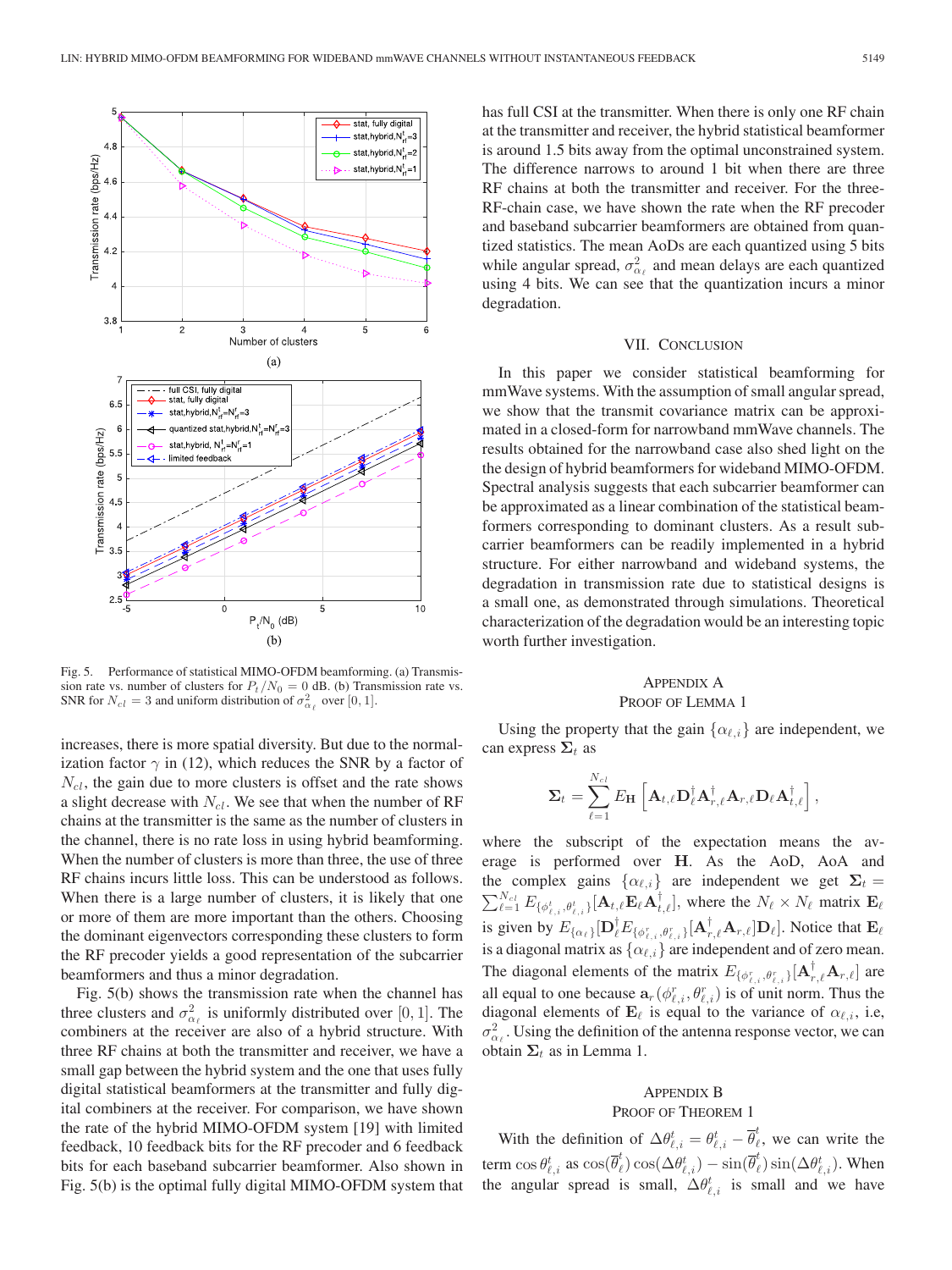Fig. 5. Performance of statistical MIMO-OFDM beamforming. (a) Transmission rate vs. number of clusters for $P_t/N_0 = 0$ dB. (b) Transmission rate vs. SNR for $N_{cl} = 3$ and uniform distribution of $\sigma^2_{\alpha_\ell}$ over $[0, 1]$.

increases, there is more spatial diversity. But due to the normalization factor $\gamma$ in (12), which reduces the SNR by a factor of $N_{cl}$, the gain due to more clusters is offset and the rate shows a slight decrease with $N_{cl}$. We see that when the number of RF chains at the transmitter is the same as the number of clusters in the channel, there is no rate loss in using hybrid beamforming. When the number of clusters is more than three, the use of three RF chains incurs little loss. This can be understood as follows. When there is a large number of clusters, it is likely that one or more of them are more important than the others. Choosing the dominant eigenvectors corresponding these clusters to form the RF precoder yields a good representation of the subcarrier beamformers and thus a minor degradation.

Fig. 5(b) shows the transmission rate when the channel has three clusters and $\sigma^2_{\alpha_\ell}$ is uniformly distributed over $[0, 1]$. The combiners at the receiver are also of a hybrid structure. With three RF chains at both the transmitter and receiver, we have a small gap between the hybrid system and the one that uses fully digital statistical beamformers at the transmitter and fully digital combiners at the receiver. For comparison, we have shown the rate of the hybrid MIMO-OFDM system [19] with limited feedback, 10 feedback bits for the RF precoder and 6 feedback bits for each baseband subcarrier beamformer. Also shown in Fig. 5(b) is the optimal fully digital MIMO-OFDM system that has full CSI at the transmitter. When there is only one RF chain at the transmitter and receiver, the hybrid statistical beamformer is around 1.5 bits away from the optimal unconstrained system. The difference narrows to around 1 bit when there are three RF chains at both the transmitter and receiver. For the three-RF-chain case, we have shown the rate when the RF precoder and baseband subcarrier beamformers are obtained from quantized statistics. The mean AoDs are each quantized using 5 bits while angular spread, $\sigma^2_{\alpha_\ell}$ and mean delays are each quantized using 4 bits. We can see that the quantization incurs a minor degradation.

## VII. Conclusion

In this paper we consider statistical beamforming for mmWave systems. With the assumption of small angular spread, we show that the transmit covariance matrix can be approximated in a closed-form for narrowband mmWave channels. The results obtained for the narrowband case also shed light on the the design of hybrid beamformers for wideband MIMO-OFDM. Spectral analysis suggests that each subcarrier beamformer can be approximated as a linear combination of the statistical beamformers corresponding to dominant clusters. As a result subcarrier beamformers can be readily implemented in a hybrid structure. For either narrowband and wideband systems, the degradation in transmission rate due to statistical designs is a small one, as demonstrated through simulations. Theoretical characterization of the degradation would be an interesting topic worth further investigation.

## Appendix A
## Proof of Lemma 1

Using the property that the gain $\{\alpha_{\ell,i}\}$ are independent, we can express $\mathbf{\Sigma}_t$ as

$$\mathbf{\Sigma}_t = \sum_{\ell=1}^{N_{cl}} E_{\mathbf{H}}\left[\mathbf{A}_{t,\ell}\mathbf{D}_\ell^\dagger\mathbf{A}_{r,\ell}^\dagger\mathbf{A}_{r,\ell}\mathbf{D}_\ell\mathbf{A}_{t,\ell}^\dagger\right],$$

where the subscript of the expectation means the average is performed over $\mathbf{H}$. As the AoD, AoA and the complex gains $\{\alpha_{\ell,i}\}$ are independent we get $\mathbf{\Sigma}_t = \sum_{\ell=1}^{N_{cl}} E_{\{\phi^t_{\ell,i},\theta^t_{\ell,i}\}}[\mathbf{A}_{t,\ell}\mathbf{E}_\ell\mathbf{A}_{t,\ell}^\dagger]$, where the $N_\ell \times N_\ell$ matrix $\mathbf{E}_\ell$ is given by $E_{\{\alpha_\ell\}}[\mathbf{D}_\ell^\dagger E_{\{\phi^r_{\ell,i},\theta^r_{\ell,i}\}}[\mathbf{A}_{r,\ell}^\dagger\mathbf{A}_{r,\ell}]\mathbf{D}_\ell]$. Notice that $\mathbf{E}_\ell$ is a diagonal matrix as $\{\alpha_{\ell,i}\}$ are independent and of zero mean. The diagonal elements of the matrix $E_{\{\phi^r_{\ell,i},\theta^r_{\ell,i}\}}[\mathbf{A}_{r,\ell}^\dagger\mathbf{A}_{r,\ell}]$ are all equal to one because $\mathbf{a}_r(\phi^r_{\ell,i},\theta^r_{\ell,i})$ is of unit norm. Thus the diagonal elements of $\mathbf{E}_\ell$ is equal to the variance of $\alpha_{\ell,i}$, i.e, $\sigma^2_{\alpha_\ell}$. Using the definition of the antenna response vector, we can obtain $\mathbf{\Sigma}_t$ as in Lemma 1.

## Appendix B
## Proof of Theorem 1

With the definition of $\Delta\theta^t_{\ell,i} = \theta^t_{\ell,i} - \overline{\theta}^t_\ell$, we can write the term $\cos\theta^t_{\ell,i}$ as $\cos(\overline{\theta}^t_\ell)\cos(\Delta\theta^t_{\ell,i}) - \sin(\overline{\theta}^t_\ell)\sin(\Delta\theta^t_{\ell,i})$. When the angular spread is small, $\Delta\theta^t_{\ell,i}$ is small and we have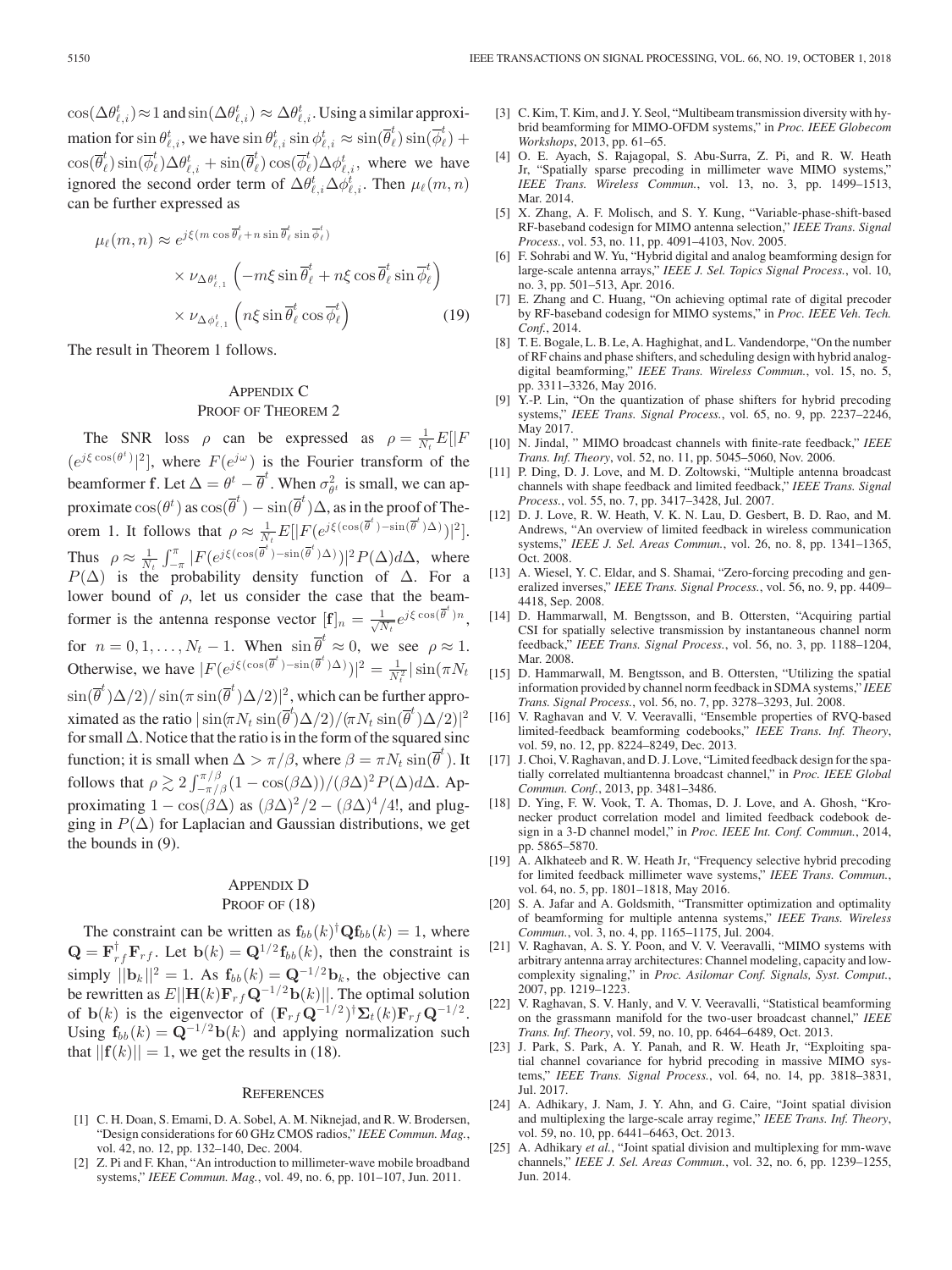$\cos(\Delta\theta^t_{\ell,i}) \approx 1$ and $\sin(\Delta\theta^t_{\ell,i}) \approx \Delta\theta^t_{\ell,i}$. Using a similar approximation for $\sin\theta^t_{\ell,i}$, we have $\sin\theta^t_{\ell,i}\sin\phi^t_{\ell,i} \approx \sin(\overline{\theta}^t_\ell)\sin(\overline{\phi}^t_\ell) + \cos(\overline{\theta}^t_\ell)\sin(\overline{\phi}^t_\ell)\Delta\theta^t_{\ell,i} + \sin(\overline{\theta}^t_\ell)\cos(\overline{\phi}^t_\ell)\Delta\phi^t_{\ell,i}$, where we have ignored the second order term of $\Delta\theta^t_{\ell,i}\Delta\phi^t_{\ell,i}$. Then $\mu_\ell(m,n)$ can be further expressed as

$$
\begin{aligned}
\mu_\ell(m,n) &\approx e^{j\xi(m\cos\overline{\theta}^t_\ell + n\sin\overline{\theta}^t_\ell\sin\overline{\phi}^t_\ell)} \\
&\times \nu_{\Delta\theta^t_{\ell,1}}\left(-m\xi\sin\overline{\theta}^t_\ell + n\xi\cos\overline{\theta}^t_\ell\sin\overline{\phi}^t_\ell\right) \\
&\times \nu_{\Delta\phi^t_{\ell,1}}\left(n\xi\sin\overline{\theta}^t_\ell\cos\overline{\phi}^t_\ell\right) \qquad (19)
\end{aligned}
$$

The result in Theorem 1 follows.

## Appendix C
## Proof of Theorem 2

The SNR loss $\rho$ can be expressed as $\rho = \frac{1}{N_t}E[|F(e^{j\xi\cos(\theta^t)}|^2]$, where $F(e^{j\omega})$ is the Fourier transform of the beamformer $\mathbf{f}$. Let $\Delta = \theta^t - \overline{\theta}^t$. When $\sigma^2_{\theta^t}$ is small, we can approximate $\cos(\theta^t)$ as $\cos(\overline{\theta}^t) - \sin(\overline{\theta}^t)\Delta$, as in the proof of Theorem 1. It follows that $\rho \approx \frac{1}{N_t}E[|F(e^{j\xi(\cos(\overline{\theta}^t)-\sin(\overline{\theta}^t)\Delta)})|^2]$. Thus $\rho \approx \frac{1}{N_t}\int_{-\pi}^{\pi}|F(e^{j\xi(\cos(\overline{\theta}^t)-\sin(\overline{\theta}^t)\Delta)})|^2 P(\Delta)d\Delta$, where $P(\Delta)$ is the probability density function of $\Delta$. For a lower bound of $\rho$, let us consider the case that the beamformer is the antenna response vector $[\mathbf{f}]_n = \frac{1}{\sqrt{N_t}}e^{j\xi\cos(\overline{\theta}^t)n}$, for $n = 0, 1, \ldots, N_t - 1$. When $\sin\overline{\theta}^t \approx 0$, we see $\rho \approx 1$. Otherwise, we have $|F(e^{j\xi(\cos(\overline{\theta}^t)-\sin(\overline{\theta}^t)\Delta)})|^2 = \frac{1}{N_t^2}|\sin(\pi N_t\sin(\overline{\theta}^t)\Delta/2)/\sin(\pi\sin(\overline{\theta}^t)\Delta/2)|^2$, which can be further approximated as the ratio $|\sin(\pi N_t\sin(\overline{\theta}^t)\Delta/2)/(\pi N_t\sin(\overline{\theta}^t)\Delta/2)|^2$ for small $\Delta$. Notice that the ratio is in the form of the squared sinc function; it is small when $\Delta > \pi/\beta$, where $\beta = \pi N_t\sin(\overline{\theta}^t)$. It follows that $\rho \gtrsim 2\int_{-\pi/\beta}^{\pi/\beta}(1-\cos(\beta\Delta))/(\beta\Delta)^2 P(\Delta)d\Delta$. Approximating $1-\cos(\beta\Delta)$ as $(\beta\Delta)^2/2 - (\beta\Delta)^4/4!$, and plugging in $P(\Delta)$ for Laplacian and Gaussian distributions, we get the bounds in (9).

## Appendix D
## Proof of (18)

The constraint can be written as $\mathbf{f}_{bb}(k)^\dagger\mathbf{Q}\mathbf{f}_{bb}(k) = 1$, where $\mathbf{Q} = \mathbf{F}^\dagger_{rf}\mathbf{F}_{rf}$. Let $\mathbf{b}(k) = \mathbf{Q}^{1/2}\mathbf{f}_{bb}(k)$, then the constraint is simply $||\mathbf{b}_k||^2 = 1$. As $\mathbf{f}_{bb}(k) = \mathbf{Q}^{-1/2}\mathbf{b}_k$, the objective can be rewritten as $E||\mathbf{H}(k)\mathbf{F}_{rf}\mathbf{Q}^{-1/2}\mathbf{b}(k)||$. The optimal solution of $\mathbf{b}(k)$ is the eigenvector of $(\mathbf{F}_{rf}\mathbf{Q}^{-1/2})^\dagger\mathbf{\Sigma}_t(k)\mathbf{F}_{rf}\mathbf{Q}^{-1/2}$. Using $\mathbf{f}_{bb}(k) = \mathbf{Q}^{-1/2}\mathbf{b}(k)$ and applying normalization such that $||\mathbf{f}(k)|| = 1$, we get the results in (18).

## References

[1] C. H. Doan, S. Emami, D. A. Sobel, A. M. Niknejad, and R. W. Brodersen, "Design considerations for 60 GHz CMOS radios," *IEEE Commun. Mag.*, vol. 42, no. 12, pp. 132–140, Dec. 2004.

[2] Z. Pi and F. Khan, "An introduction to millimeter-wave mobile broadband systems," *IEEE Commun. Mag.*, vol. 49, no. 6, pp. 101–107, Jun. 2011.

[3] C. Kim, T. Kim, and J. Y. Seol, "Multibeam transmission diversity with hybrid beamforming for MIMO-OFDM systems," in *Proc. IEEE Globecom Workshops*, 2013, pp. 61–65.

[4] O. E. Ayach, S. Rajagopal, S. Abu-Surra, Z. Pi, and R. W. Heath Jr, "Spatially sparse precoding in millimeter wave MIMO systems," *IEEE Trans. Wireless Commun.*, vol. 13, no. 3, pp. 1499–1513, Mar. 2014.

[5] X. Zhang, A. F. Molisch, and S. Y. Kung, "Variable-phase-shift-based RF-baseband codesign for MIMO antenna selection," *IEEE Trans. Signal Process.*, vol. 53, no. 11, pp. 4091–4103, Nov. 2005.

[6] F. Sohrabi and W. Yu, "Hybrid digital and analog beamforming design for large-scale antenna arrays," *IEEE J. Sel. Topics Signal Process.*, vol. 10, no. 3, pp. 501–513, Apr. 2016.

[7] E. Zhang and C. Huang, "On achieving optimal rate of digital precoder by RF-baseband codesign for MIMO systems," in *Proc. IEEE Veh. Tech. Conf.*, 2014.

[8] T. E. Bogale, L. B. Le, A. Haghighat, and L. Vandendorpe, "On the number of RF chains and phase shifters, and scheduling design with hybrid analog-digital beamforming," *IEEE Trans. Wireless Commun.*, vol. 15, no. 5, pp. 3311–3326, May 2016.

[9] Y.-P. Lin, "On the quantization of phase shifters for hybrid precoding systems," *IEEE Trans. Signal Process.*, vol. 65, no. 9, pp. 2237–2246, May 2017.

[10] N. Jindal, " MIMO broadcast channels with finite-rate feedback," *IEEE Trans. Inf. Theory*, vol. 52, no. 11, pp. 5045–5060, Nov. 2006.

[11] P. Ding, D. J. Love, and M. D. Zoltowski, "Multiple antenna broadcast channels with shape feedback and limited feedback," *IEEE Trans. Signal Process.*, vol. 55, no. 7, pp. 3417–3428, Jul. 2007.

[12] D. J. Love, R. W. Heath, V. K. N. Lau, D. Gesbert, B. D. Rao, and M. Andrews, "An overview of limited feedback in wireless communication systems," *IEEE J. Sel. Areas Commun.*, vol. 26, no. 8, pp. 1341–1365, Oct. 2008.

[13] A. Wiesel, Y. C. Eldar, and S. Shamai, "Zero-forcing precoding and generalized inverses," *IEEE Trans. Signal Process.*, vol. 56, no. 9, pp. 4409–4418, Sep. 2008.

[14] D. Hammarwall, M. Bengtsson, and B. Ottersten, "Acquiring partial CSI for spatially selective transmission by instantaneous channel norm feedback," *IEEE Trans. Signal Process.*, vol. 56, no. 3, pp. 1188–1204, Mar. 2008.

[15] D. Hammarwall, M. Bengtsson, and B. Ottersten, "Utilizing the spatial information provided by channel norm feedback in SDMA systems," *IEEE Trans. Signal Process.*, vol. 56, no. 7, pp. 3278–3293, Jul. 2008.

[16] V. Raghavan and V. V. Veeravalli, "Ensemble properties of RVQ-based limited-feedback beamforming codebooks," *IEEE Trans. Inf. Theory*, vol. 59, no. 12, pp. 8224–8249, Dec. 2013.

[17] J. Choi, V. Raghavan, and D. J. Love, "Limited feedback design for the spatially correlated multiantenna broadcast channel," in *Proc. IEEE Global Commun. Conf.*, 2013, pp. 3481–3486.

[18] D. Ying, F. W. Vook, T. A. Thomas, D. J. Love, and A. Ghosh, "Kronecker product correlation model and limited feedback codebook design in a 3-D channel model," in *Proc. IEEE Int. Conf. Commun.*, 2014, pp. 5865–5870.

[19] A. Alkhateeb and R. W. Heath Jr, "Frequency selective hybrid precoding for limited feedback millimeter wave systems," *IEEE Trans. Commun.*, vol. 64, no. 5, pp. 1801–1818, May 2016.

[20] S. A. Jafar and A. Goldsmith, "Transmitter optimization and optimality of beamforming for multiple antenna systems," *IEEE Trans. Wireless Commun.*, vol. 3, no. 4, pp. 1165–1175, Jul. 2004.

[21] V. Raghavan, A. S. Y. Poon, and V. V. Veeravalli, "MIMO systems with arbitrary antenna array architectures: Channel modeling, capacity and low-complexity signaling," in *Proc. Asilomar Conf. Signals, Syst. Comput.*, 2007, pp. 1219–1223.

[22] V. Raghavan, S. V. Hanly, and V. V. Veeravalli, "Statistical beamforming on the grassmann manifold for the two-user broadcast channel," *IEEE Trans. Inf. Theory*, vol. 59, no. 10, pp. 6464–6489, Oct. 2013.

[23] J. Park, S. Park, A. Y. Panah, and R. W. Heath Jr, "Exploiting spatial channel covariance for hybrid precoding in massive MIMO systems," *IEEE Trans. Signal Process.*, vol. 64, no. 14, pp. 3818–3831, Jul. 2017.

[24] A. Adhikary, J. Nam, J. Y. Ahn, and G. Caire, "Joint spatial division and multiplexing the large-scale array regime," *IEEE Trans. Inf. Theory*, vol. 59, no. 10, pp. 6441–6463, Oct. 2013.

[25] A. Adhikary *et al.*, "Joint spatial division and multiplexing for mm-wave channels," *IEEE J. Sel. Areas Commun.*, vol. 32, no. 6, pp. 1239–1255, Jun. 2014.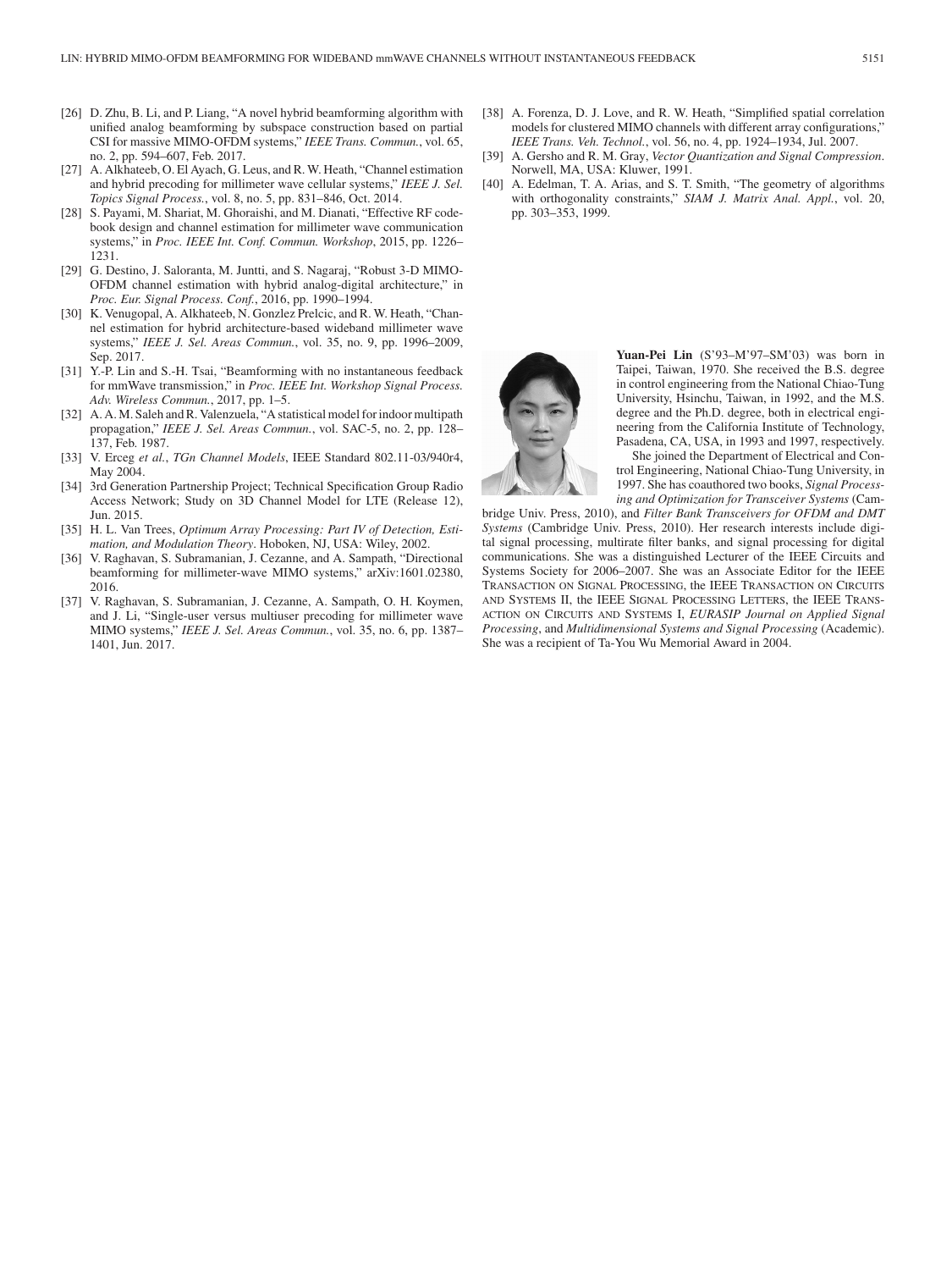[26] D. Zhu, B. Li, and P. Liang, "A novel hybrid beamforming algorithm with unified analog beamforming by subspace construction based on partial CSI for massive MIMO-OFDM systems," *IEEE Trans. Commun.*, vol. 65, no. 2, pp. 594–607, Feb. 2017.

[27] A. Alkhateeb, O. El Ayach, G. Leus, and R. W. Heath, "Channel estimation and hybrid precoding for millimeter wave cellular systems," *IEEE J. Sel. Topics Signal Process.*, vol. 8, no. 5, pp. 831–846, Oct. 2014.

[28] S. Payami, M. Shariat, M. Ghoraishi, and M. Dianati, "Effective RF codebook design and channel estimation for millimeter wave communication systems," in *Proc. IEEE Int. Conf. Commun. Workshop*, 2015, pp. 1226–1231.

[29] G. Destino, J. Saloranta, M. Juntti, and S. Nagaraj, "Robust 3-D MIMO-OFDM channel estimation with hybrid analog-digital architecture," in *Proc. Eur. Signal Process. Conf.*, 2016, pp. 1990–1994.

[30] K. Venugopal, A. Alkhateeb, N. Gonzlez Prelcic, and R. W. Heath, "Channel estimation for hybrid architecture-based wideband millimeter wave systems," *IEEE J. Sel. Areas Commun.*, vol. 35, no. 9, pp. 1996–2009, Sep. 2017.

[31] Y.-P. Lin and S.-H. Tsai, "Beamforming with no instantaneous feedback for mmWave transmission," in *Proc. IEEE Int. Workshop Signal Process. Adv. Wireless Commun.*, 2017, pp. 1–5.

[32] A. A. M. Saleh and R. Valenzuela, "A statistical model for indoor multipath propagation," *IEEE J. Sel. Areas Commun.*, vol. SAC-5, no. 2, pp. 128–137, Feb. 1987.

[33] V. Erceg *et al.*, *TGn Channel Models*, IEEE Standard 802.11-03/940r4, May 2004.

[34] 3rd Generation Partnership Project; Technical Specification Group Radio Access Network; Study on 3D Channel Model for LTE (Release 12), Jun. 2015.

[35] H. L. Van Trees, *Optimum Array Processing: Part IV of Detection, Estimation, and Modulation Theory*. Hoboken, NJ, USA: Wiley, 2002.

[36] V. Raghavan, S. Subramanian, J. Cezanne, and A. Sampath, "Directional beamforming for millimeter-wave MIMO systems," arXiv:1601.02380, 2016.

[37] V. Raghavan, S. Subramanian, J. Cezanne, A. Sampath, O. H. Koymen, and J. Li, "Single-user versus multiuser precoding for millimeter wave MIMO systems," *IEEE J. Sel. Areas Commun.*, vol. 35, no. 6, pp. 1387–1401, Jun. 2017.

[38] A. Forenza, D. J. Love, and R. W. Heath, "Simplified spatial correlation models for clustered MIMO channels with different array configurations," *IEEE Trans. Veh. Technol.*, vol. 56, no. 4, pp. 1924–1934, Jul. 2007.

[39] A. Gersho and R. M. Gray, *Vector Quantization and Signal Compression*. Norwell, MA, USA: Kluwer, 1991.

[40] A. Edelman, T. A. Arias, and S. T. Smith, "The geometry of algorithms with orthogonality constraints," *SIAM J. Matrix Anal. Appl.*, vol. 20, pp. 303–353, 1999.

**Yuan-Pei Lin** (S'93–M'97–SM'03) was born in Taipei, Taiwan, 1970. She received the B.S. degree in control engineering from the National Chiao-Tung University, Hsinchu, Taiwan, in 1992, and the M.S. degree and the Ph.D. degree, both in electrical engineering from the California Institute of Technology, Pasadena, CA, USA, in 1993 and 1997, respectively.

She joined the Department of Electrical and Control Engineering, National Chiao-Tung University, in 1997. She has coauthored two books, *Signal Processing and Optimization for Transceiver Systems* (Cambridge Univ. Press, 2010), and *Filter Bank Transceivers for OFDM and DMT Systems* (Cambridge Univ. Press, 2010). Her research interests include digital signal processing, multirate filter banks, and signal processing for digital communications. She was a distinguished Lecturer of the IEEE Circuits and Systems Society for 2006–2007. She was an Associate Editor for the IEEE TRANSACTION ON SIGNAL PROCESSING, the IEEE TRANSACTION ON CIRCUITS AND SYSTEMS II, the IEEE SIGNAL PROCESSING LETTERS, the IEEE TRANSACTION ON CIRCUITS AND SYSTEMS I, *EURASIP Journal on Applied Signal Processing*, and *Multidimensional Systems and Signal Processing* (Academic). She was a recipient of Ta-You Wu Memorial Award in 2004.